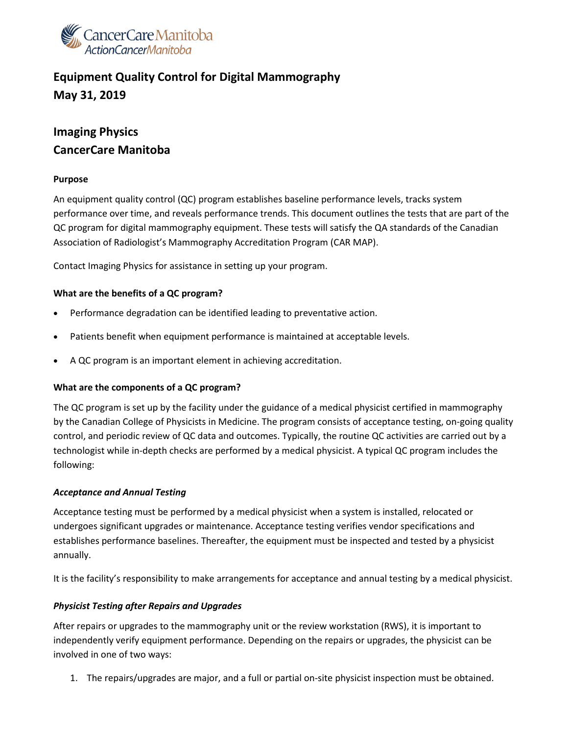# Equipment Quality Control for Digital Mammography
# May 31, 2019

## Imaging Physics
## CancerCare Manitoba

**Purpose**

An equipment quality control (QC) program establishes baseline performance levels, tracks system performance over time, and reveals performance trends. This document outlines the tests that are part of the QC program for digital mammography equipment. These tests will satisfy the QA standards of the Canadian Association of Radiologist's Mammography Accreditation Program (CAR MAP).

Contact Imaging Physics for assistance in setting up your program.

**What are the benefits of a QC program?**

- Performance degradation can be identified leading to preventative action.
- Patients benefit when equipment performance is maintained at acceptable levels.
- A QC program is an important element in achieving accreditation.

**What are the components of a QC program?**

The QC program is set up by the facility under the guidance of a medical physicist certified in mammography by the Canadian College of Physicists in Medicine. The program consists of acceptance testing, on-going quality control, and periodic review of QC data and outcomes. Typically, the routine QC activities are carried out by a technologist while in-depth checks are performed by a medical physicist. A typical QC program includes the following:

***Acceptance and Annual Testing***

Acceptance testing must be performed by a medical physicist when a system is installed, relocated or undergoes significant upgrades or maintenance. Acceptance testing verifies vendor specifications and establishes performance baselines. Thereafter, the equipment must be inspected and tested by a physicist annually.

It is the facility's responsibility to make arrangements for acceptance and annual testing by a medical physicist.

***Physicist Testing after Repairs and Upgrades***

After repairs or upgrades to the mammography unit or the review workstation (RWS), it is important to independently verify equipment performance. Depending on the repairs or upgrades, the physicist can be involved in one of two ways:

1. The repairs/upgrades are major, and a full or partial on-site physicist inspection must be obtained.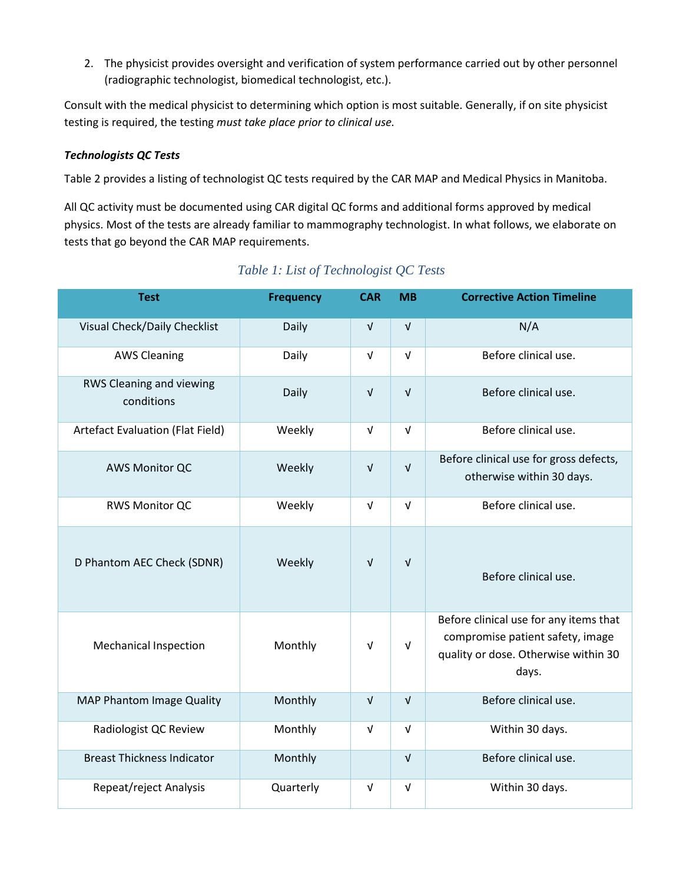2. The physicist provides oversight and verification of system performance carried out by other personnel (radiographic technologist, biomedical technologist, etc.).

Consult with the medical physicist to determining which option is most suitable. Generally, if on site physicist testing is required, the testing *must take place prior to clinical use.*

***Technologists QC Tests***

Table 2 provides a listing of technologist QC tests required by the CAR MAP and Medical Physics in Manitoba.

All QC activity must be documented using CAR digital QC forms and additional forms approved by medical physics. Most of the tests are already familiar to mammography technologist. In what follows, we elaborate on tests that go beyond the CAR MAP requirements.

*Table 1: List of Technologist QC Tests*

| Test | Frequency | CAR | MB | Corrective Action Timeline |
| --- | --- | --- | --- | --- |
| Visual Check/Daily Checklist | Daily | √ | √ | N/A |
| AWS Cleaning | Daily | √ | √ | Before clinical use. |
| RWS Cleaning and viewing conditions | Daily | √ | √ | Before clinical use. |
| Artefact Evaluation (Flat Field) | Weekly | √ | √ | Before clinical use. |
| AWS Monitor QC | Weekly | √ | √ | Before clinical use for gross defects, otherwise within 30 days. |
| RWS Monitor QC | Weekly | √ | √ | Before clinical use. |
| D Phantom AEC Check (SDNR) | Weekly | √ | √ | Before clinical use. |
| Mechanical Inspection | Monthly | √ | √ | Before clinical use for any items that compromise patient safety, image quality or dose. Otherwise within 30 days. |
| MAP Phantom Image Quality | Monthly | √ | √ | Before clinical use. |
| Radiologist QC Review | Monthly | √ | √ | Within 30 days. |
| Breast Thickness Indicator | Monthly | | √ | Before clinical use. |
| Repeat/reject Analysis | Quarterly | √ | √ | Within 30 days. |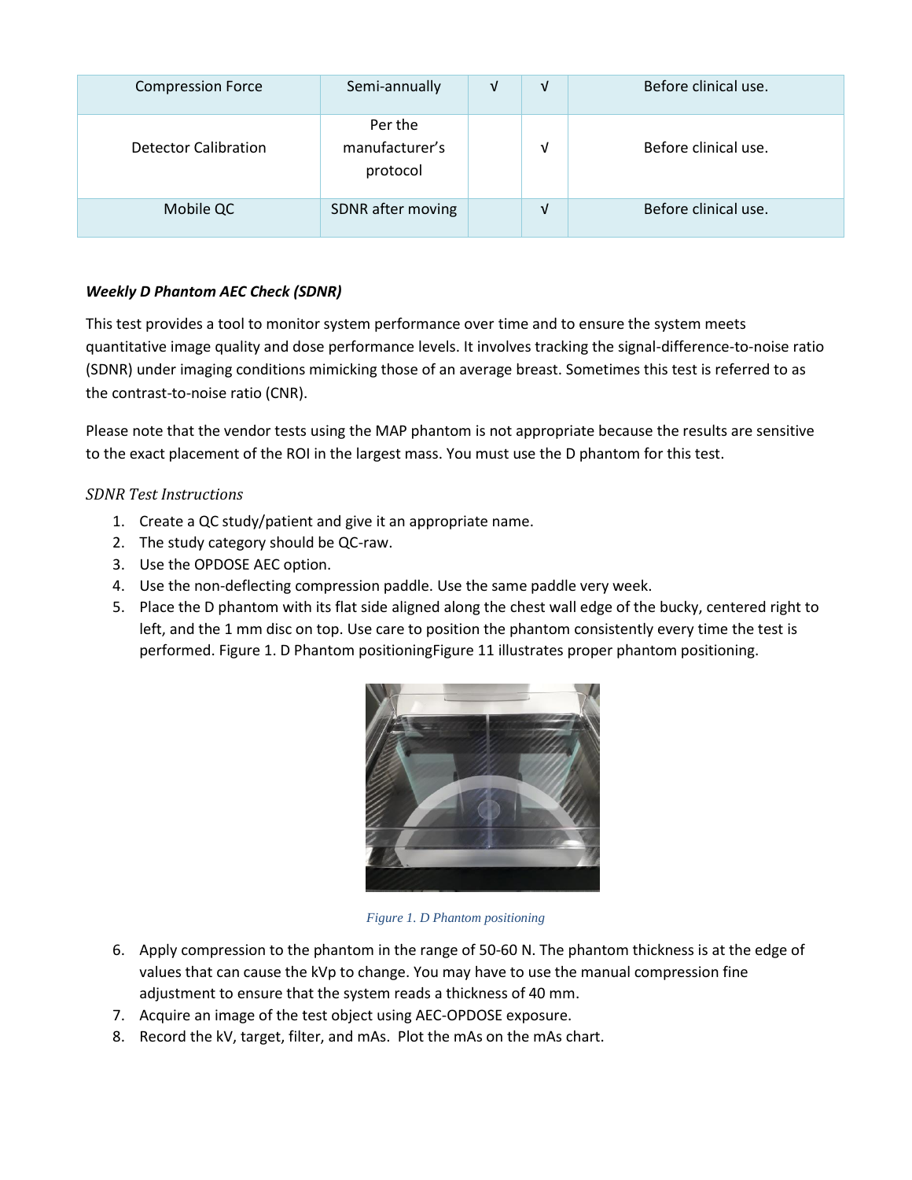| Compression Force | Semi-annually | √ | √ | Before clinical use. |
| --- | --- | --- | --- | --- |
| Detector Calibration | Per the manufacturer's protocol | | √ | Before clinical use. |
| Mobile QC | SDNR after moving | | √ | Before clinical use. |

***Weekly D Phantom AEC Check (SDNR)***

This test provides a tool to monitor system performance over time and to ensure the system meets quantitative image quality and dose performance levels. It involves tracking the signal-difference-to-noise ratio (SDNR) under imaging conditions mimicking those of an average breast. Sometimes this test is referred to as the contrast-to-noise ratio (CNR).

Please note that the vendor tests using the MAP phantom is not appropriate because the results are sensitive to the exact placement of the ROI in the largest mass. You must use the D phantom for this test.

*SDNR Test Instructions*

1. Create a QC study/patient and give it an appropriate name.
2. The study category should be QC-raw.
3. Use the OPDOSE AEC option.
4. Use the non-deflecting compression paddle. Use the same paddle very week.
5. Place the D phantom with its flat side aligned along the chest wall edge of the bucky, centered right to left, and the 1 mm disc on top. Use care to position the phantom consistently every time the test is performed. Figure 1. D Phantom positioningFigure 11 illustrates proper phantom positioning.

*Figure 1. D Phantom positioning*

6. Apply compression to the phantom in the range of 50-60 N. The phantom thickness is at the edge of values that can cause the kVp to change. You may have to use the manual compression fine adjustment to ensure that the system reads a thickness of 40 mm.
7. Acquire an image of the test object using AEC-OPDOSE exposure.
8. Record the kV, target, filter, and mAs. Plot the mAs on the mAs chart.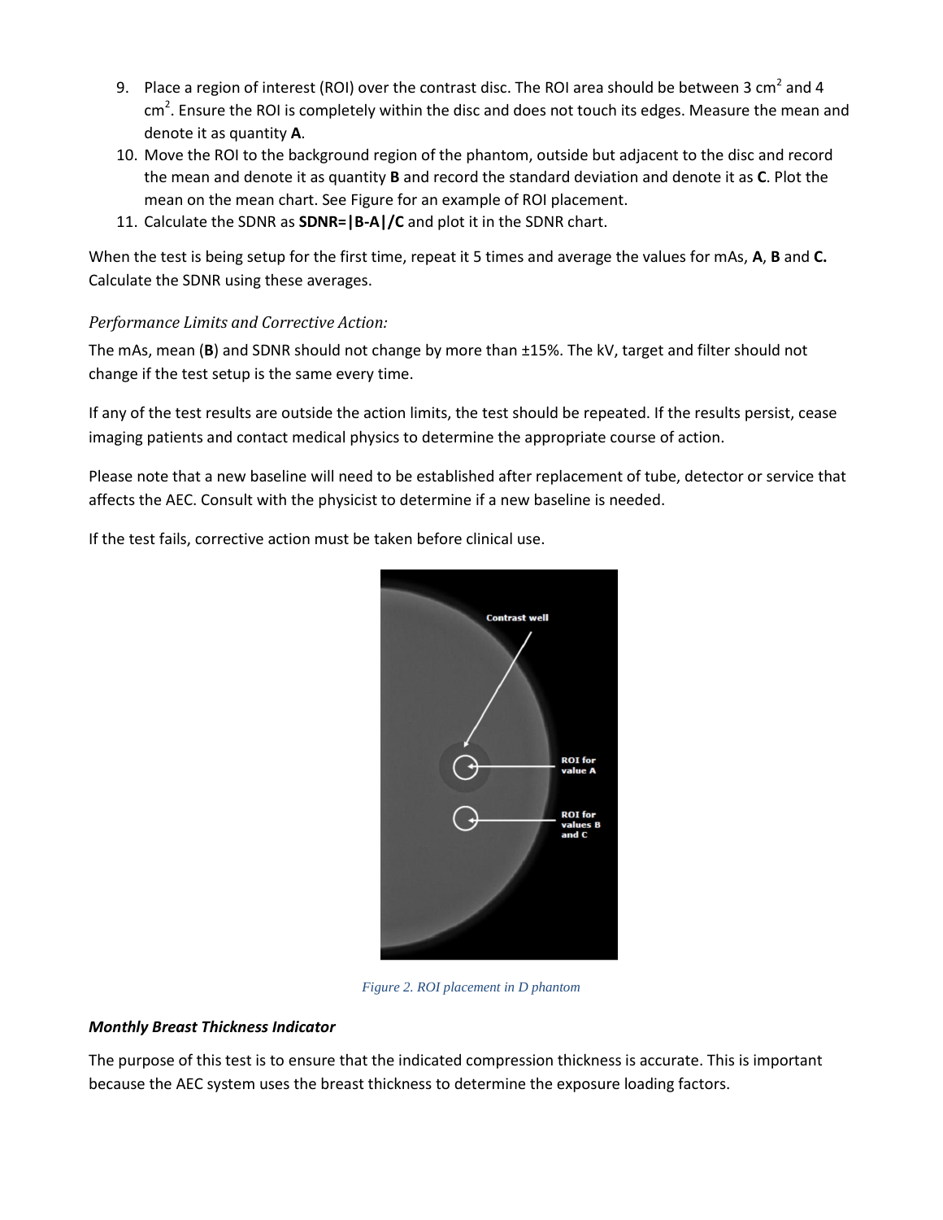9. Place a region of interest (ROI) over the contrast disc. The ROI area should be between 3 $cm^2$ and 4 $cm^2$. Ensure the ROI is completely within the disc and does not touch its edges. Measure the mean and denote it as quantity **A**.
10. Move the ROI to the background region of the phantom, outside but adjacent to the disc and record the mean and denote it as quantity **B** and record the standard deviation and denote it as **C**. Plot the mean on the mean chart. See Figure for an example of ROI placement.
11. Calculate the SDNR as **SDNR=|B-A|/C** and plot it in the SDNR chart.

When the test is being setup for the first time, repeat it 5 times and average the values for mAs, **A**, **B** and **C.** Calculate the SDNR using these averages.

### *Performance Limits and Corrective Action:*

The mAs, mean (**B**) and SDNR should not change by more than ±15%. The kV, target and filter should not change if the test setup is the same every time.

If any of the test results are outside the action limits, the test should be repeated. If the results persist, cease imaging patients and contact medical physics to determine the appropriate course of action.

Please note that a new baseline will need to be established after replacement of tube, detector or service that affects the AEC. Consult with the physicist to determine if a new baseline is needed.

If the test fails, corrective action must be taken before clinical use.

Contrast well

ROI for value A

ROI for values B and C

*Figure 2. ROI placement in D phantom*

### ***Monthly Breast Thickness Indicator***

The purpose of this test is to ensure that the indicated compression thickness is accurate. This is important because the AEC system uses the breast thickness to determine the exposure loading factors.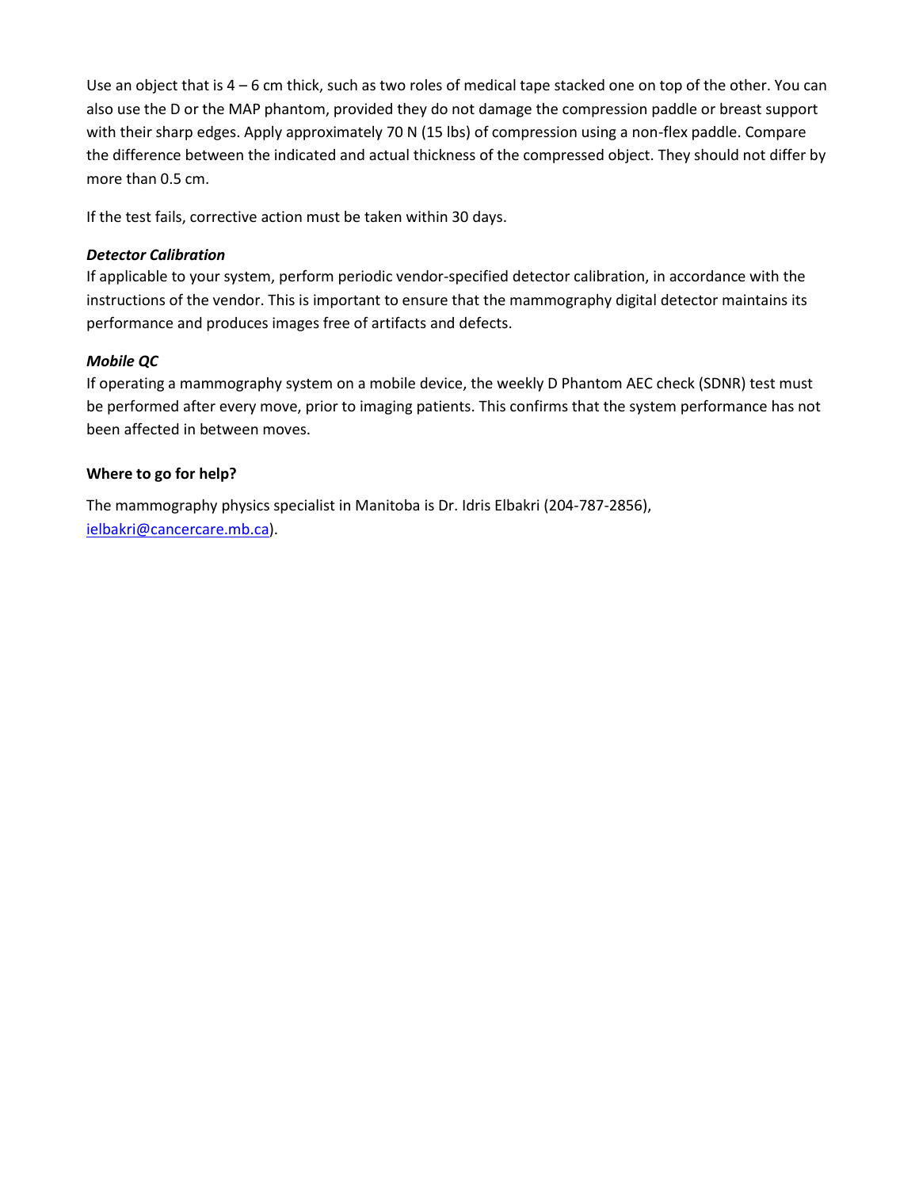Use an object that is 4 – 6 cm thick, such as two roles of medical tape stacked one on top of the other. You can also use the D or the MAP phantom, provided they do not damage the compression paddle or breast support with their sharp edges. Apply approximately 70 N (15 lbs) of compression using a non-flex paddle. Compare the difference between the indicated and actual thickness of the compressed object. They should not differ by more than 0.5 cm.

If the test fails, corrective action must be taken within 30 days.

***Detector Calibration***

If applicable to your system, perform periodic vendor-specified detector calibration, in accordance with the instructions of the vendor. This is important to ensure that the mammography digital detector maintains its performance and produces images free of artifacts and defects.

***Mobile QC***

If operating a mammography system on a mobile device, the weekly D Phantom AEC check (SDNR) test must be performed after every move, prior to imaging patients. This confirms that the system performance has not been affected in between moves.

**Where to go for help?**

The mammography physics specialist in Manitoba is Dr. Idris Elbakri (204-787-2856), ielbakri@cancercare.mb.ca).